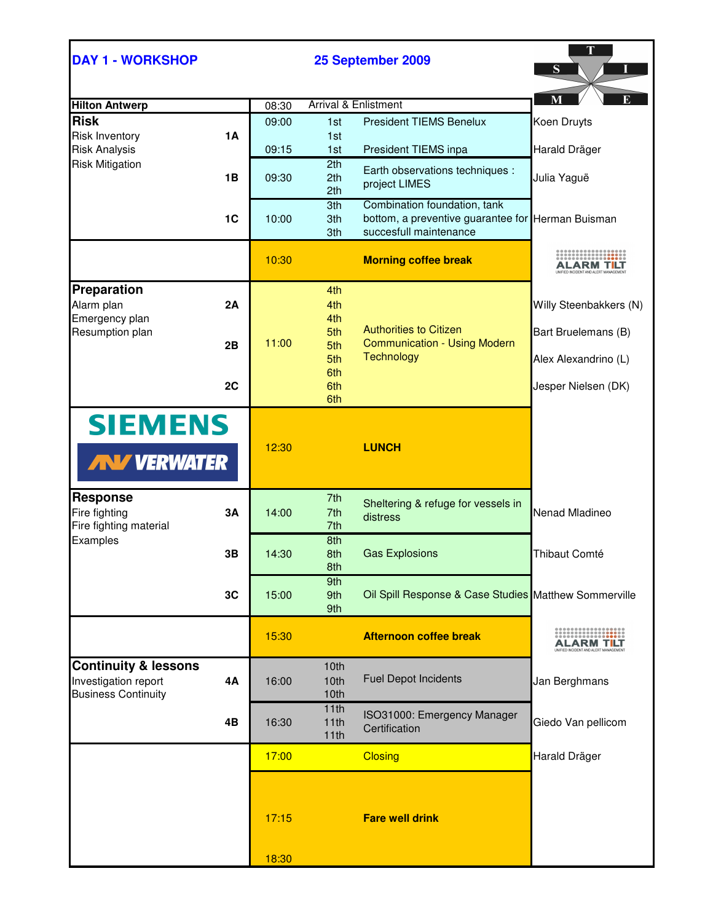## DAY 1 - WORKSHOP

## 25 September 2009

TIEMS

| Hilton Antwerp | | Time | # | Session | Speaker |
|---|---|---|---|---|---|
| | | 08:30 | | Arrival & Enlistment | |
| **Risk**<br>Risk Inventory<br>Risk Analysis<br>Risk Mitigation | 1A | 09:00 | 1st | President TIEMS Benelux | Koen Druyts |
| | | 09:15 | 1st | President TIEMS inpa | Harald Dräger |
| | 1B | 09:30 | 2th | Earth observations techniques : project LIMES | Julia Yaguë |
| | 1C | 10:00 | 3th | Combination foundation, tank bottom, a preventive guarantee for succesfull maintenance | Herman Buisman |
| | | 10:30 | | **Morning coffee break** | ALARM TILT |
| **Preparation**<br>Alarm plan<br>Emergency plan<br>Resumption plan | 2A | 11:00 | 4th | Authorities to Citizen Communication - Using Modern Technology | Willy Steenbakkers (N) |
| | | | 5th | | Bart Bruelemans (B) |
| | 2B | | 5th | | Alex Alexandrino (L) |
| | 2C | | 6th | | Jesper Nielsen (DK) |
| SIEMENS<br>VERWATER | | 12:30 | | **LUNCH** | |
| **Response**<br>Fire fighting<br>Fire fighting material<br>Examples | 3A | 14:00 | 7th | Sheltering & refuge for vessels in distress | Nenad Mladineo |
| | 3B | 14:30 | 8th | Gas Explosions | Thibaut Comté |
| | 3C | 15:00 | 9th | Oil Spill Response & Case Studies | Matthew Sommerville |
| | | 15:30 | | **Afternoon coffee break** | ALARM TILT |
| **Continuity & lessons**<br>Investigation report<br>Business Continuity | 4A | 16:00 | 10th | Fuel Depot Incidents | Jan Berghmans |
| | 4B | 16:30 | 11th | ISO31000: Emergency Manager Certification | Giedo Van pellicom |
| | | 17:00 | | Closing | Harald Dräger |
| | | 17:15 – 18:30 | | **Fare well drink** | |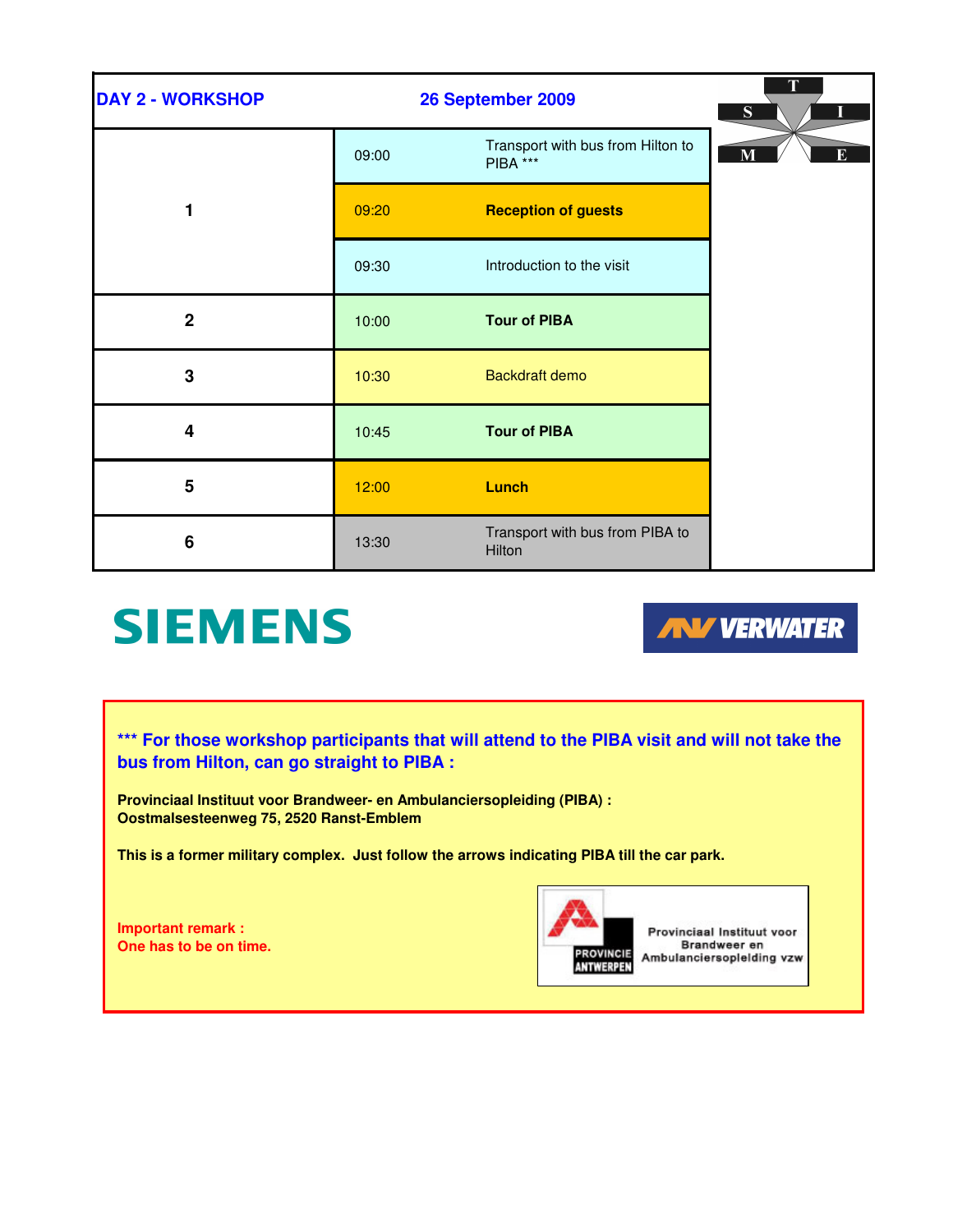| DAY 2 - WORKSHOP | 26 September 2009 | |
|---|---|---|
| 1 | 09:00 | Transport with bus from Hilton to PIBA *** |
| | 09:20 | **Reception of guests** |
| | 09:30 | Introduction to the visit |
| 2 | 10:00 | **Tour of PIBA** |
| 3 | 10:30 | Backdraft demo |
| 4 | 10:45 | **Tour of PIBA** |
| 5 | 12:00 | **Lunch** |
| 6 | 13:30 | Transport with bus from PIBA to Hilton |

SIEMENS

VERWATER

**\*** For those workshop participants that will attend to the PIBA visit and will not take the bus from Hilton, can go straight to PIBA :**

**Provinciaal Instituut voor Brandweer- en Ambulanciersopleiding (PIBA) :**
**Oostmalsesteenweg 75, 2520 Ranst-Emblem**

**This is a former military complex. Just follow the arrows indicating PIBA till the car park.**

**Important remark :**
**One has to be on time.**

PROVINCIE ANTWERPEN

Provinciaal Instituut voor Brandweer en Ambulanciersopleiding vzw